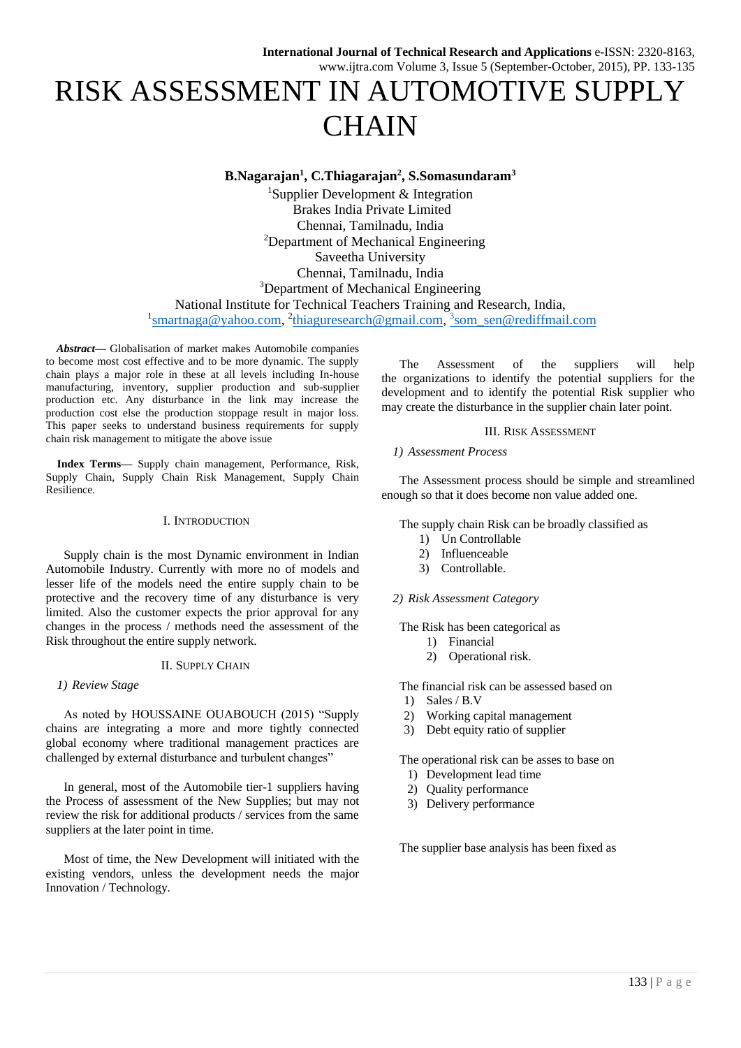# RISK ASSESSMENT IN AUTOMOTIVE SUPPLY CHAIN

**B.Nagarajan[1], C.Thiagarajan[2], S.Somasundaram[3]**

[1]Supplier Development & Integration
Brakes India Private Limited
Chennai, Tamilnadu, India

[2]Department of Mechanical Engineering
Saveetha University
Chennai, Tamilnadu, India

[3]Department of Mechanical Engineering
National Institute for Technical Teachers Training and Research, India,

[1]smartnaga@yahoo.com, [2]thiaguresearch@gmail.com, [3]som_sen@rediffmail.com

***Abstract***— Globalisation of market makes Automobile companies to become most cost effective and to be more dynamic. The supply chain plays a major role in these at all levels including In-house manufacturing, inventory, supplier production and sub-supplier production etc. Any disturbance in the link may increase the production cost else the production stoppage result in major loss. This paper seeks to understand business requirements for supply chain risk management to mitigate the above issue

**Index Terms**— Supply chain management, Performance, Risk, Supply Chain, Supply Chain Risk Management, Supply Chain Resilience.

## I. Introduction

Supply chain is the most Dynamic environment in Indian Automobile Industry. Currently with more no of models and lesser life of the models need the entire supply chain to be protective and the recovery time of any disturbance is very limited. Also the customer expects the prior approval for any changes in the process / methods need the assessment of the Risk throughout the entire supply network.

## II. Supply Chain

*1) Review Stage*

As noted by HOUSSAINE OUABOUCH (2015) "Supply chains are integrating a more and more tightly connected global economy where traditional management practices are challenged by external disturbance and turbulent changes"

In general, most of the Automobile tier-1 suppliers having the Process of assessment of the New Supplies; but may not review the risk for additional products / services from the same suppliers at the later point in time.

Most of time, the New Development will initiated with the existing vendors, unless the development needs the major Innovation / Technology.

The Assessment of the suppliers will help the organizations to identify the potential suppliers for the development and to identify the potential Risk supplier who may create the disturbance in the supplier chain later point.

## III. Risk Assessment

*1) Assessment Process*

The Assessment process should be simple and streamlined enough so that it does become non value added one.

The supply chain Risk can be broadly classified as

1) Un Controllable
2) Influenceable
3) Controllable.

*2) Risk Assessment Category*

The Risk has been categorical as

1) Financial
2) Operational risk.

The financial risk can be assessed based on

1) Sales / B.V
2) Working capital management
3) Debt equity ratio of supplier

The operational risk can be asses to base on

1) Development lead time
2) Quality performance
3) Delivery performance

The supplier base analysis has been fixed as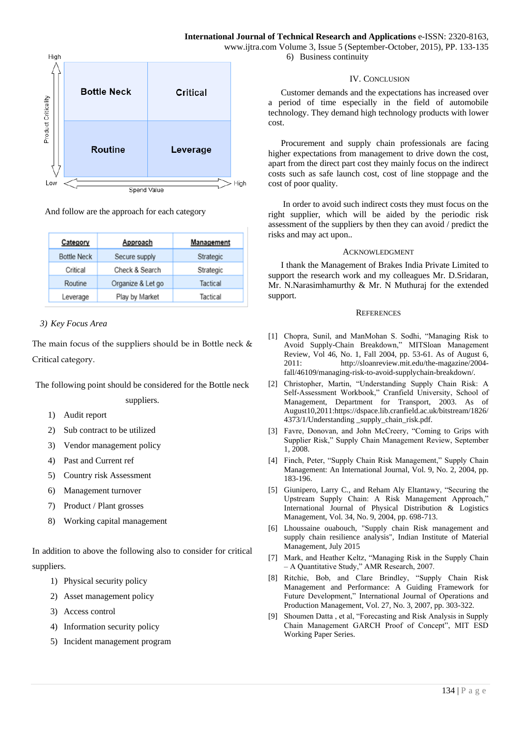High

Bottle Neck

Critical

Routine

Leverage

Product Criticality

Low

Spend Value

High

And follow are the approach for each category

| Category | Approach | Management |
|---|---|---|
| Bottle Neck | Secure supply | Strategic |
| Critical | Check & Search | Strategic |
| Routine | Organize & Let go | Tactical |
| Leverage | Play by Market | Tactical |

### 3) Key Focus Area

The main focus of the suppliers should be in Bottle neck & Critical category.

The following point should be considered for the Bottle neck suppliers.

1) Audit report
2) Sub contract to be utilized
3) Vendor management policy
4) Past and Current ref
5) Country risk Assessment
6) Management turnover
7) Product / Plant grosses
8) Working capital management

In addition to above the following also to consider for critical suppliers.

1) Physical security policy
2) Asset management policy
3) Access control
4) Information security policy
5) Incident management program
6) Business continuity

## IV. Conclusion

Customer demands and the expectations has increased over a period of time especially in the field of automobile technology. They demand high technology products with lower cost.

Procurement and supply chain professionals are facing higher expectations from management to drive down the cost, apart from the direct part cost they mainly focus on the indirect costs such as safe launch cost, cost of line stoppage and the cost of poor quality.

In order to avoid such indirect costs they must focus on the right supplier, which will be aided by the periodic risk assessment of the suppliers by then they can avoid / predict the risks and may act upon..

## Acknowledgment

I thank the Management of Brakes India Private Limited to support the research work and my colleagues Mr. D.Sridaran, Mr. N.Narasimhamurthy & Mr. N Muthuraj for the extended support.

## References

[1] Chopra, Sunil, and ManMohan S. Sodhi, "Managing Risk to Avoid Supply-Chain Breakdown," MITSloan Management Review, Vol 46, No. 1, Fall 2004, pp. 53-61. As of August 6, 2011: http://sloanreview.mit.edu/the-magazine/2004-fall/46109/managing-risk-to-avoid-supplychain-breakdown/.

[2] Christopher, Martin, "Understanding Supply Chain Risk: A Self-Assessment Workbook," Cranfield University, School of Management, Department for Transport, 2003. As of August10,2011:https://dspace.lib.cranfield.ac.uk/bitstream/1826/4373/1/Understanding _supply_chain_risk.pdf.

[3] Favre, Donovan, and John McCreery, "Coming to Grips with Supplier Risk," Supply Chain Management Review, September 1, 2008.

[4] Finch, Peter, "Supply Chain Risk Management," Supply Chain Management: An International Journal, Vol. 9, No. 2, 2004, pp. 183-196.

[5] Giunipero, Larry C., and Reham Aly Eltantawy, "Securing the Upstream Supply Chain: A Risk Management Approach," International Journal of Physical Distribution & Logistics Management, Vol. 34, No. 9, 2004, pp. 698-713.

[6] Lhoussaine ouabouch, "Supply chain Risk management and supply chain resilience analysis", Indian Institute of Material Management, July 2015

[7] Mark, and Heather Keltz, "Managing Risk in the Supply Chain – A Quantitative Study," AMR Research, 2007.

[8] Ritchie, Bob, and Clare Brindley, "Supply Chain Risk Management and Performance: A Guiding Framework for Future Development," International Journal of Operations and Production Management, Vol. 27, No. 3, 2007, pp. 303-322.

[9] Shoumen Datta , et al, "Forecasting and Risk Analysis in Supply Chain Management GARCH Proof of Concept", MIT ESD Working Paper Series.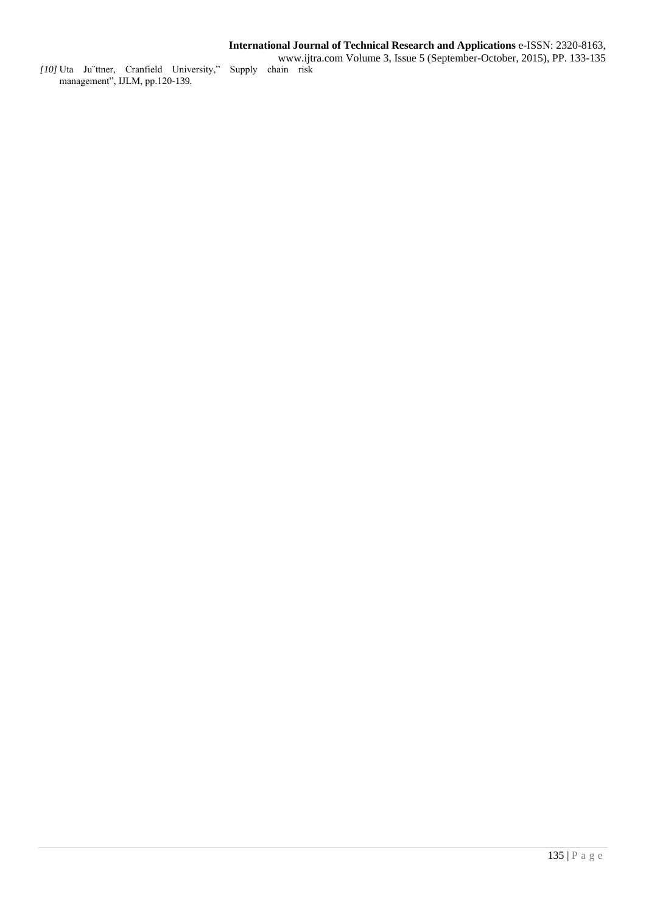*[10]* Uta Ju¨ttner, Cranfield University," Supply chain risk management", IJLM, pp.120-139.